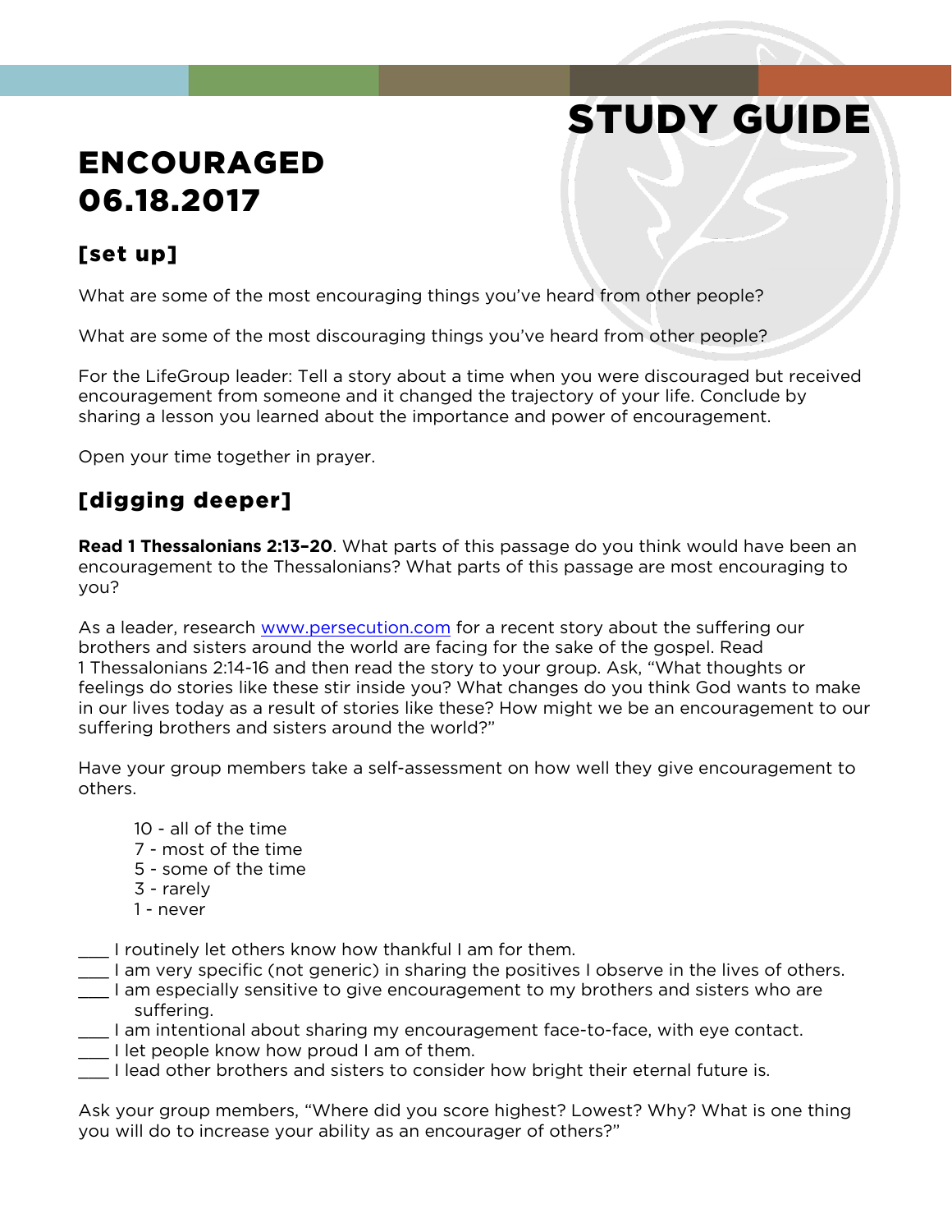# STUDY GUIDE

# ENCOURAGED
# 06.18.2017

## [set up]

What are some of the most encouraging things you've heard from other people?

What are some of the most discouraging things you've heard from other people?

For the LifeGroup leader: Tell a story about a time when you were discouraged but received encouragement from someone and it changed the trajectory of your life. Conclude by sharing a lesson you learned about the importance and power of encouragement.

Open your time together in prayer.

## [digging deeper]

**Read 1 Thessalonians 2:13–20**. What parts of this passage do you think would have been an encouragement to the Thessalonians? What parts of this passage are most encouraging to you?

As a leader, research [www.persecution.com](http://www.persecution.com) for a recent story about the suffering our brothers and sisters around the world are facing for the sake of the gospel. Read 1 Thessalonians 2:14-16 and then read the story to your group. Ask, "What thoughts or feelings do stories like these stir inside you? What changes do you think God wants to make in our lives today as a result of stories like these? How might we be an encouragement to our suffering brothers and sisters around the world?"

Have your group members take a self-assessment on how well they give encouragement to others.

10 - all of the time
7 - most of the time
5 - some of the time
3 - rarely
1 - never

___ I routinely let others know how thankful I am for them.
___ I am very specific (not generic) in sharing the positives I observe in the lives of others.
___ I am especially sensitive to give encouragement to my brothers and sisters who are suffering.
___ I am intentional about sharing my encouragement face-to-face, with eye contact.
___ I let people know how proud I am of them.
___ I lead other brothers and sisters to consider how bright their eternal future is.

Ask your group members, "Where did you score highest? Lowest? Why? What is one thing you will do to increase your ability as an encourager of others?"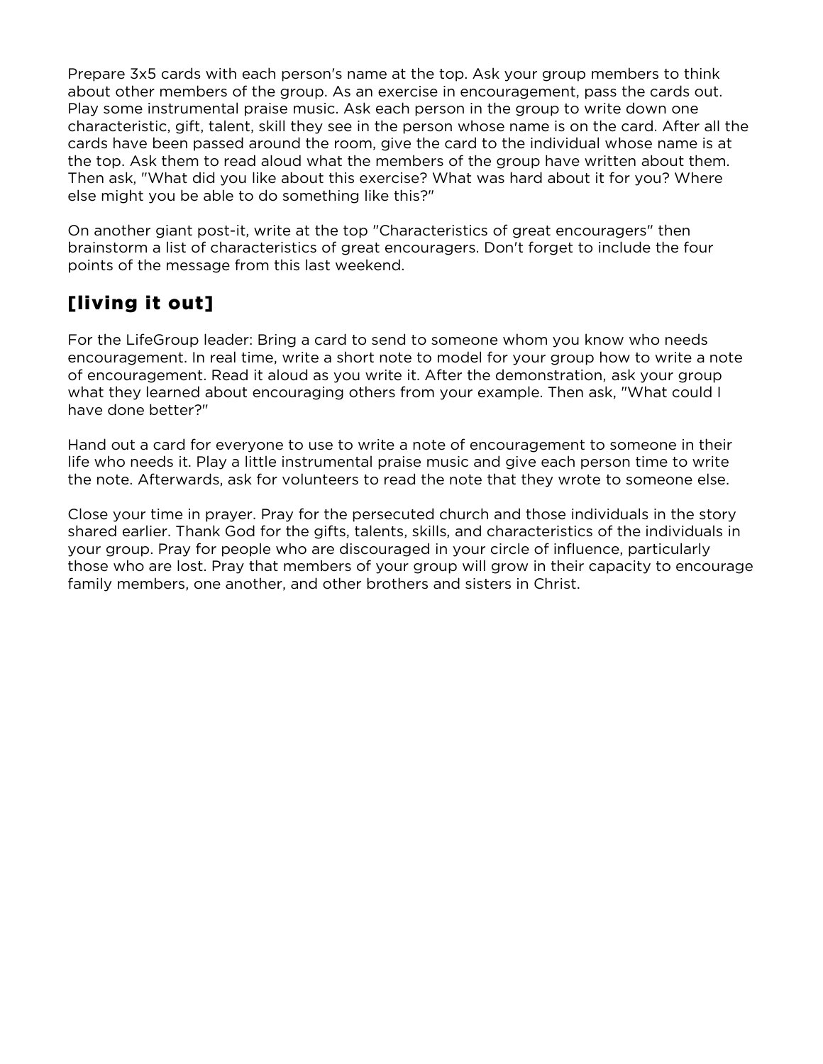Prepare 3x5 cards with each person's name at the top. Ask your group members to think about other members of the group. As an exercise in encouragement, pass the cards out. Play some instrumental praise music. Ask each person in the group to write down one characteristic, gift, talent, skill they see in the person whose name is on the card. After all the cards have been passed around the room, give the card to the individual whose name is at the top. Ask them to read aloud what the members of the group have written about them. Then ask, "What did you like about this exercise? What was hard about it for you? Where else might you be able to do something like this?"

On another giant post-it, write at the top "Characteristics of great encouragers" then brainstorm a list of characteristics of great encouragers. Don't forget to include the four points of the message from this last weekend.

## [living it out]

For the LifeGroup leader: Bring a card to send to someone whom you know who needs encouragement. In real time, write a short note to model for your group how to write a note of encouragement. Read it aloud as you write it. After the demonstration, ask your group what they learned about encouraging others from your example. Then ask, "What could I have done better?"

Hand out a card for everyone to use to write a note of encouragement to someone in their life who needs it. Play a little instrumental praise music and give each person time to write the note. Afterwards, ask for volunteers to read the note that they wrote to someone else.

Close your time in prayer. Pray for the persecuted church and those individuals in the story shared earlier. Thank God for the gifts, talents, skills, and characteristics of the individuals in your group. Pray for people who are discouraged in your circle of influence, particularly those who are lost. Pray that members of your group will grow in their capacity to encourage family members, one another, and other brothers and sisters in Christ.